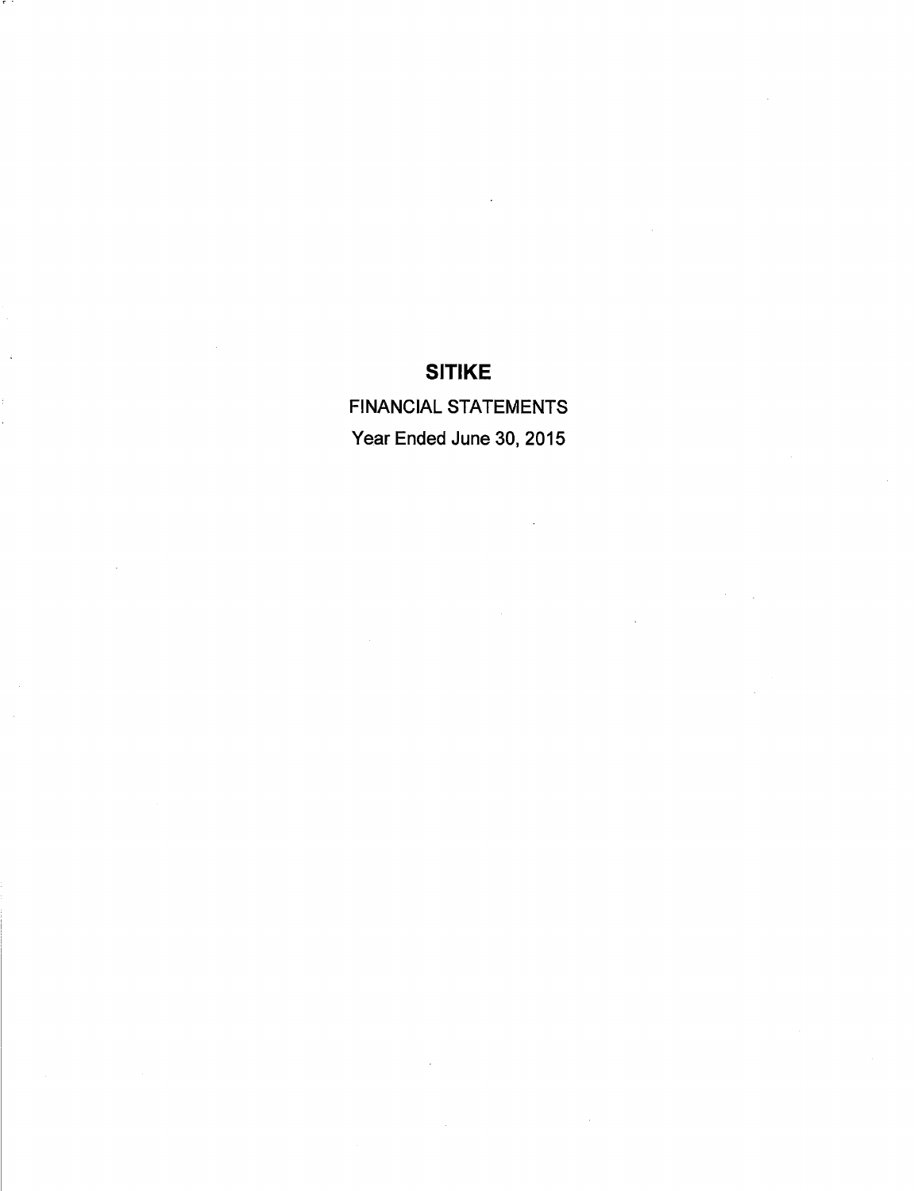# SITIKE

FINANCIAL STATEMENTS

Year Ended June 30, 2015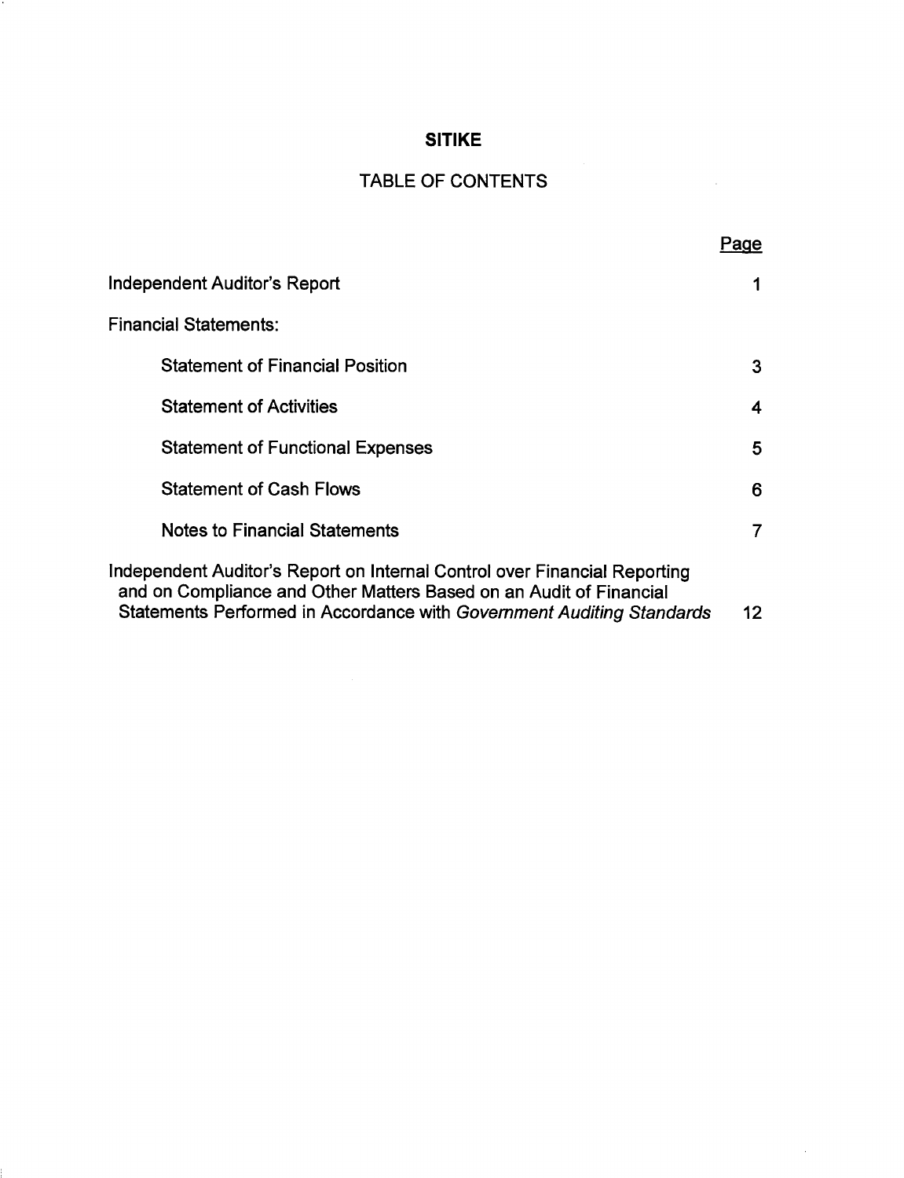# SITIKE

## TABLE OF CONTENTS

| | Page |
|---|---|
| Independent Auditor's Report | 1 |
| Financial Statements: | |
| Statement of Financial Position | 3 |
| Statement of Activities | 4 |
| Statement of Functional Expenses | 5 |
| Statement of Cash Flows | 6 |
| Notes to Financial Statements | 7 |
| Independent Auditor's Report on Internal Control over Financial Reporting and on Compliance and Other Matters Based on an Audit of Financial Statements Performed in Accordance with *Government Auditing Standards* | 12 |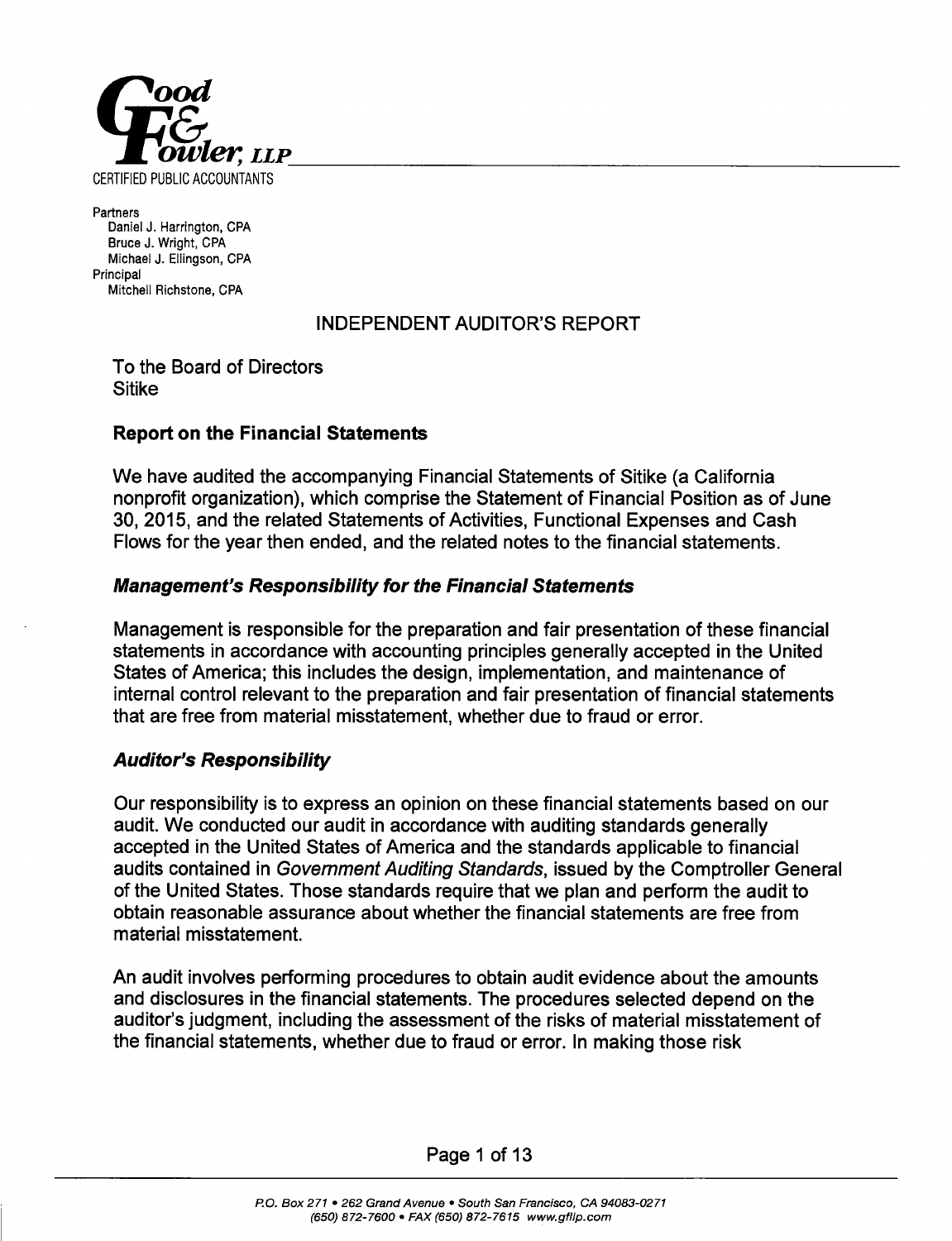**Good & Fowler, LLP**

CERTIFIED PUBLIC ACCOUNTANTS

Partners
Daniel J. Harrington, CPA
Bruce J. Wright, CPA
Michael J. Ellingson, CPA
Principal
Mitchell Richstone, CPA

# INDEPENDENT AUDITOR'S REPORT

To the Board of Directors
Sitike

## Report on the Financial Statements

We have audited the accompanying Financial Statements of Sitike (a California nonprofit organization), which comprise the Statement of Financial Position as of June 30, 2015, and the related Statements of Activities, Functional Expenses and Cash Flows for the year then ended, and the related notes to the financial statements.

### *Management's Responsibility for the Financial Statements*

Management is responsible for the preparation and fair presentation of these financial statements in accordance with accounting principles generally accepted in the United States of America; this includes the design, implementation, and maintenance of internal control relevant to the preparation and fair presentation of financial statements that are free from material misstatement, whether due to fraud or error.

### *Auditor's Responsibility*

Our responsibility is to express an opinion on these financial statements based on our audit. We conducted our audit in accordance with auditing standards generally accepted in the United States of America and the standards applicable to financial audits contained in *Government Auditing Standards*, issued by the Comptroller General of the United States. Those standards require that we plan and perform the audit to obtain reasonable assurance about whether the financial statements are free from material misstatement.

An audit involves performing procedures to obtain audit evidence about the amounts and disclosures in the financial statements. The procedures selected depend on the auditor's judgment, including the assessment of the risks of material misstatement of the financial statements, whether due to fraud or error. In making those risk

P.O. Box 271 • 262 Grand Avenue • South San Francisco, CA 94083-0271
(650) 872-7600 • FAX (650) 872-7615 www.gfllp.com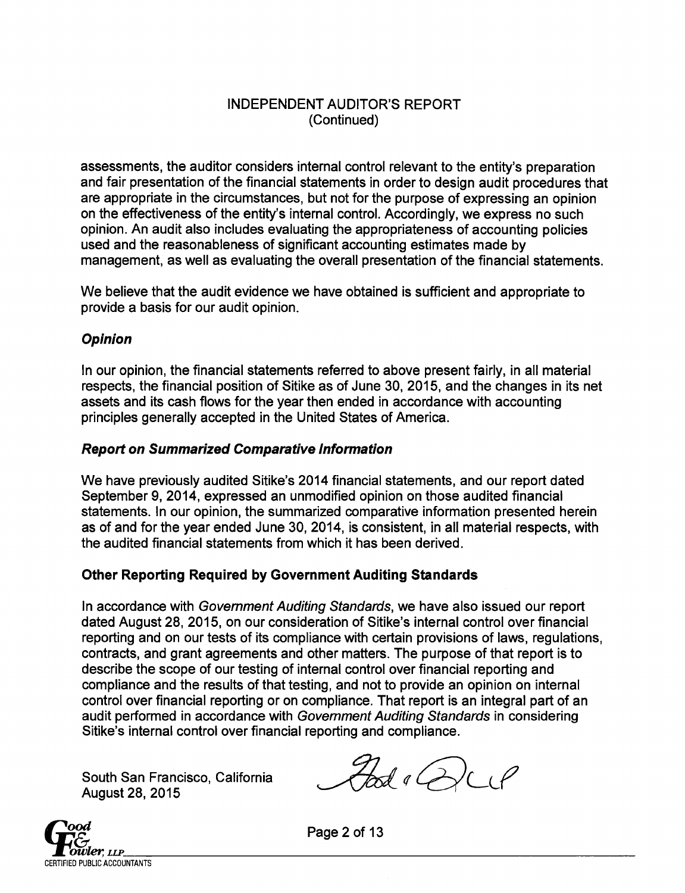# INDEPENDENT AUDITOR'S REPORT
(Continued)

assessments, the auditor considers internal control relevant to the entity's preparation and fair presentation of the financial statements in order to design audit procedures that are appropriate in the circumstances, but not for the purpose of expressing an opinion on the effectiveness of the entity's internal control. Accordingly, we express no such opinion. An audit also includes evaluating the appropriateness of accounting policies used and the reasonableness of significant accounting estimates made by management, as well as evaluating the overall presentation of the financial statements.

We believe that the audit evidence we have obtained is sufficient and appropriate to provide a basis for our audit opinion.

### ***Opinion***

In our opinion, the financial statements referred to above present fairly, in all material respects, the financial position of Sitike as of June 30, 2015, and the changes in its net assets and its cash flows for the year then ended in accordance with accounting principles generally accepted in the United States of America.

### ***Report on Summarized Comparative Information***

We have previously audited Sitike's 2014 financial statements, and our report dated September 9, 2014, expressed an unmodified opinion on those audited financial statements. In our opinion, the summarized comparative information presented herein as of and for the year ended June 30, 2014, is consistent, in all material respects, with the audited financial statements from which it has been derived.

## Other Reporting Required by Government Auditing Standards

In accordance with *Government Auditing Standards*, we have also issued our report dated August 28, 2015, on our consideration of Sitike's internal control over financial reporting and on our tests of its compliance with certain provisions of laws, regulations, contracts, and grant agreements and other matters. The purpose of that report is to describe the scope of our testing of internal control over financial reporting and compliance and the results of that testing, and not to provide an opinion on internal control over financial reporting or on compliance. That report is an integral part of an audit performed in accordance with *Government Auditing Standards* in considering Sitike's internal control over financial reporting and compliance.

South San Francisco, California
August 28, 2015

Good & Fowler LLP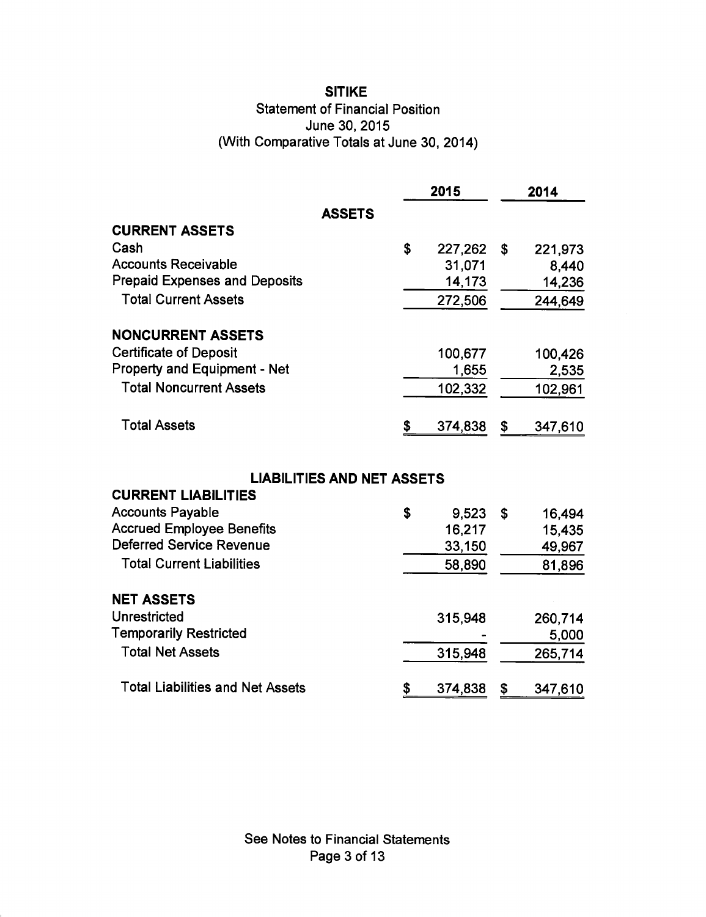# SITIKE

## Statement of Financial Position
June 30, 2015
(With Comparative Totals at June 30, 2014)

| | 2015 | 2014 |
|---|---|---|
| **ASSETS** | | |
| **CURRENT ASSETS** | | |
| Cash | $ 227,262 | $ 221,973 |
| Accounts Receivable | 31,071 | 8,440 |
| Prepaid Expenses and Deposits | 14,173 | 14,236 |
| Total Current Assets | 272,506 | 244,649 |
| **NONCURRENT ASSETS** | | |
| Certificate of Deposit | 100,677 | 100,426 |
| Property and Equipment - Net | 1,655 | 2,535 |
| Total Noncurrent Assets | 102,332 | 102,961 |
| Total Assets | $ 374,838 | $ 347,610 |
| **LIABILITIES AND NET ASSETS** | | |
| **CURRENT LIABILITIES** | | |
| Accounts Payable | $ 9,523 | $ 16,494 |
| Accrued Employee Benefits | 16,217 | 15,435 |
| Deferred Service Revenue | 33,150 | 49,967 |
| Total Current Liabilities | 58,890 | 81,896 |
| **NET ASSETS** | | |
| Unrestricted | 315,948 | 260,714 |
| Temporarily Restricted | - | 5,000 |
| Total Net Assets | 315,948 | 265,714 |
| Total Liabilities and Net Assets | $ 374,838 | $ 347,610 |

See Notes to Financial Statements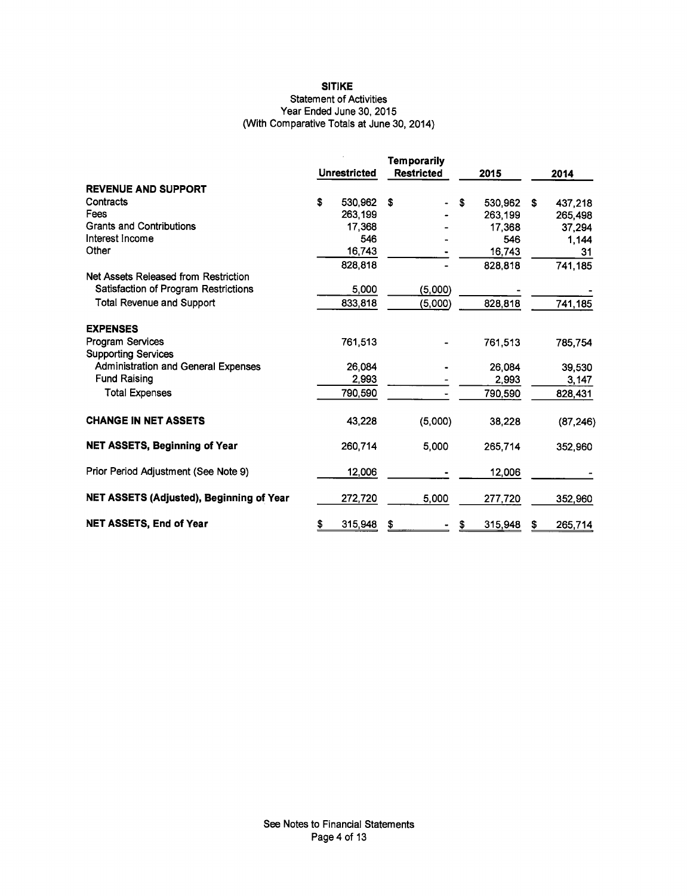# SITIKE

## Statement of Activities

Year Ended June 30, 2015
(With Comparative Totals at June 30, 2014)

| | Unrestricted | Temporarily Restricted | 2015 | 2014 |
|---|---|---|---|---|
| **REVENUE AND SUPPORT** | | | | |
| Contracts | $ 530,962 | $ - | $ 530,962 | $ 437,218 |
| Fees | 263,199 | - | 263,199 | 265,498 |
| Grants and Contributions | 17,368 | - | 17,368 | 37,294 |
| Interest Income | 546 | - | 546 | 1,144 |
| Other | 16,743 | - | 16,743 | 31 |
| | 828,818 | - | 828,818 | 741,185 |
| Net Assets Released from Restriction | | | | |
| Satisfaction of Program Restrictions | 5,000 | (5,000) | - | - |
| Total Revenue and Support | 833,818 | (5,000) | 828,818 | 741,185 |
| **EXPENSES** | | | | |
| Program Services | 761,513 | - | 761,513 | 785,754 |
| Supporting Services | | | | |
| Administration and General Expenses | 26,084 | - | 26,084 | 39,530 |
| Fund Raising | 2,993 | - | 2,993 | 3,147 |
| Total Expenses | 790,590 | - | 790,590 | 828,431 |
| **CHANGE IN NET ASSETS** | 43,228 | (5,000) | 38,228 | (87,246) |
| **NET ASSETS, Beginning of Year** | 260,714 | 5,000 | 265,714 | 352,960 |
| Prior Period Adjustment (See Note 9) | 12,006 | - | 12,006 | - |
| **NET ASSETS (Adjusted), Beginning of Year** | 272,720 | 5,000 | 277,720 | 352,960 |
| **NET ASSETS, End of Year** | $ 315,948 | $ - | $ 315,948 | $ 265,714 |

See Notes to Financial Statements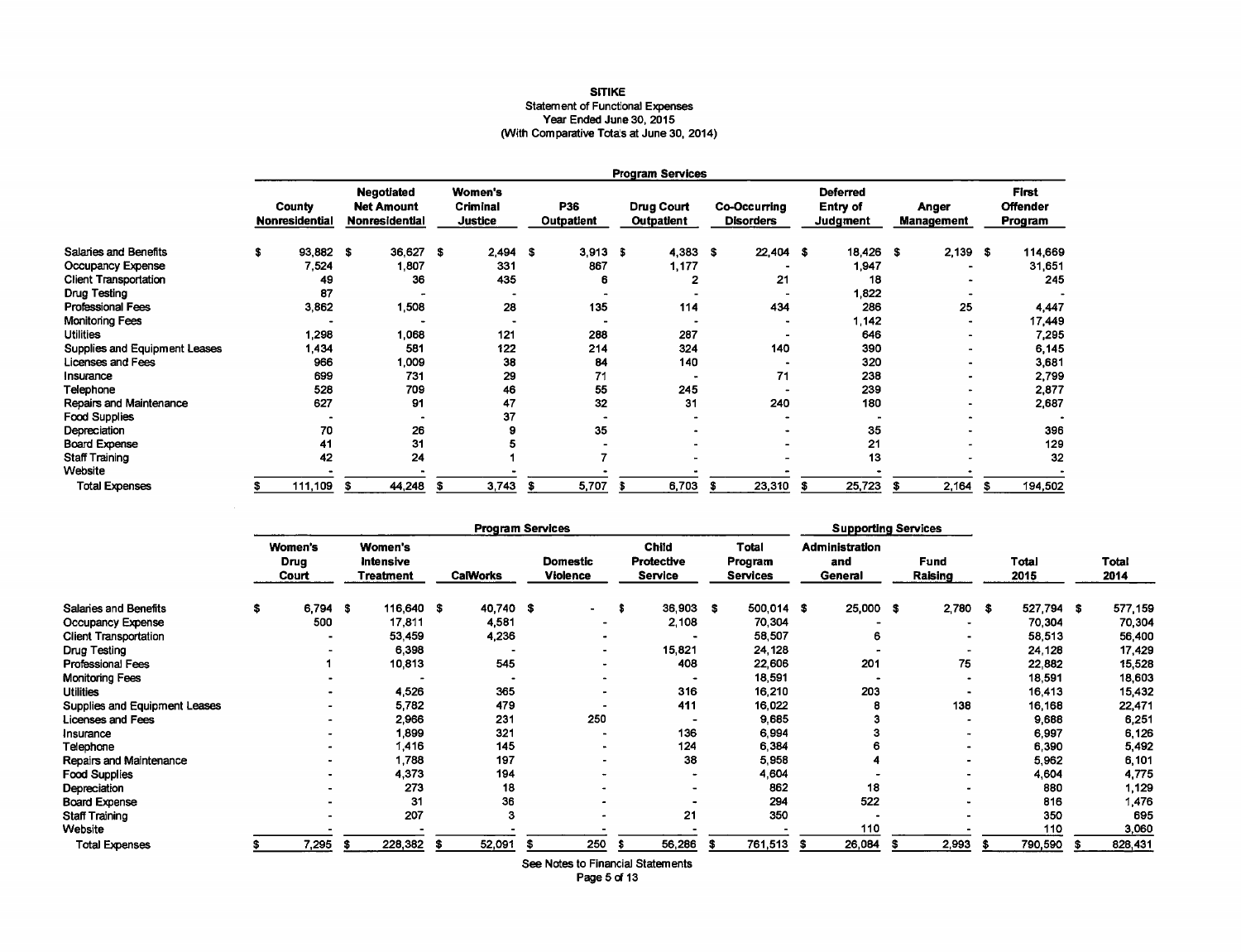# SITIKE

## Statement of Functional Expenses

Year Ended June 30, 2015

(With Comparative Totals at June 30, 2014)

| | Program Services | | | | | | | | |
|---|---|---|---|---|---|---|---|---|---|
| | County Nonresidential | Negotiated Net Amount Nonresidential | Women's Criminal Justice | P36 Outpatient | Drug Court Outpatient | Co-Occurring Disorders | Deferred Entry of Judgment | Anger Management | First Offender Program |
| Salaries and Benefits | $ 93,882 | $ 36,627 | $ 2,494 | $ 3,913 | $ 4,383 | $ 22,404 | $ 18,426 | $ 2,139 | $ 114,669 |
| Occupancy Expense | 7,524 | 1,807 | 331 | 867 | 1,177 | - | 1,947 | - | 31,651 |
| Client Transportation | 49 | 36 | 435 | 6 | 2 | 21 | 18 | - | 245 |
| Drug Testing | 87 | - | - | - | - | - | 1,822 | - | - |
| Professional Fees | 3,862 | 1,508 | 28 | 135 | 114 | 434 | 286 | 25 | 4,447 |
| Monitoring Fees | - | - | - | - | - | - | 1,142 | - | 17,449 |
| Utilities | 1,298 | 1,068 | 121 | 288 | 287 | - | 646 | - | 7,295 |
| Supplies and Equipment Leases | 1,434 | 581 | 122 | 214 | 324 | 140 | 390 | - | 6,145 |
| Licenses and Fees | 966 | 1,009 | 38 | 84 | 140 | - | 320 | - | 3,681 |
| Insurance | 699 | 731 | 29 | 71 | - | 71 | 238 | - | 2,799 |
| Telephone | 528 | 709 | 46 | 55 | 245 | - | 239 | - | 2,877 |
| Repairs and Maintenance | 627 | 91 | 47 | 32 | 31 | 240 | 180 | - | 2,687 |
| Food Supplies | - | - | 37 | - | - | - | - | - | - |
| Depreciation | 70 | 26 | 9 | 35 | - | - | 35 | - | 396 |
| Board Expense | 41 | 31 | 5 | - | - | - | 21 | - | 129 |
| Staff Training | 42 | 24 | 1 | 7 | - | - | 13 | - | 32 |
| Website | - | - | - | - | - | - | - | - | - |
| Total Expenses | $ 111,109 | $ 44,248 | $ 3,743 | $ 5,707 | $ 6,703 | $ 23,310 | $ 25,723 | $ 2,164 | $ 194,502 |

| | Program Services | | | | | | Supporting Services | | | |
|---|---|---|---|---|---|---|---|---|---|---|
| | Women's Drug Court | Women's Intensive Treatment | CalWorks | Domestic Violence | Child Protective Service | Total Program Services | Administration and General | Fund Raising | Total 2015 | Total 2014 |
| Salaries and Benefits | $ 6,794 | $ 116,640 | $ 40,740 | $ - | $ 36,903 | $ 500,014 | $ 25,000 | $ 2,780 | $ 527,794 | $ 577,159 |
| Occupancy Expense | 500 | 17,811 | 4,581 | - | 2,108 | 70,304 | - | - | 70,304 | 70,304 |
| Client Transportation | - | 53,459 | 4,236 | - | - | 58,507 | 6 | - | 58,513 | 56,400 |
| Drug Testing | - | 6,398 | - | - | 15,821 | 24,128 | - | - | 24,128 | 17,429 |
| Professional Fees | 1 | 10,813 | 545 | - | 408 | 22,606 | 201 | 75 | 22,882 | 15,528 |
| Monitoring Fees | - | - | - | - | - | 18,591 | - | - | 18,591 | 18,603 |
| Utilities | - | 4,526 | 365 | - | 316 | 16,210 | 203 | - | 16,413 | 15,432 |
| Supplies and Equipment Leases | - | 5,782 | 479 | - | 411 | 16,022 | 8 | 138 | 16,168 | 22,471 |
| Licenses and Fees | - | 2,966 | 231 | 250 | - | 9,685 | 3 | - | 9,688 | 8,251 |
| Insurance | - | 1,899 | 321 | - | 136 | 6,994 | 3 | - | 6,997 | 6,126 |
| Telephone | - | 1,416 | 145 | - | 124 | 6,384 | 6 | - | 6,390 | 5,492 |
| Repairs and Maintenance | - | 1,788 | 197 | - | 38 | 5,958 | 4 | - | 5,962 | 6,101 |
| Food Supplies | - | 4,373 | 194 | - | - | 4,604 | - | - | 4,604 | 4,775 |
| Depreciation | - | 273 | 18 | - | - | 862 | 18 | - | 880 | 1,129 |
| Board Expense | - | 31 | 36 | - | - | 294 | 522 | - | 816 | 1,476 |
| Staff Training | - | 207 | 3 | - | 21 | 350 | - | - | 350 | 695 |
| Website | - | - | - | - | - | - | 110 | - | 110 | 3,060 |
| Total Expenses | $ 7,295 | $ 228,382 | $ 52,091 | $ 250 | $ 56,286 | $ 761,513 | $ 26,084 | $ 2,993 | $ 790,590 | $ 828,431 |

See Notes to Financial Statements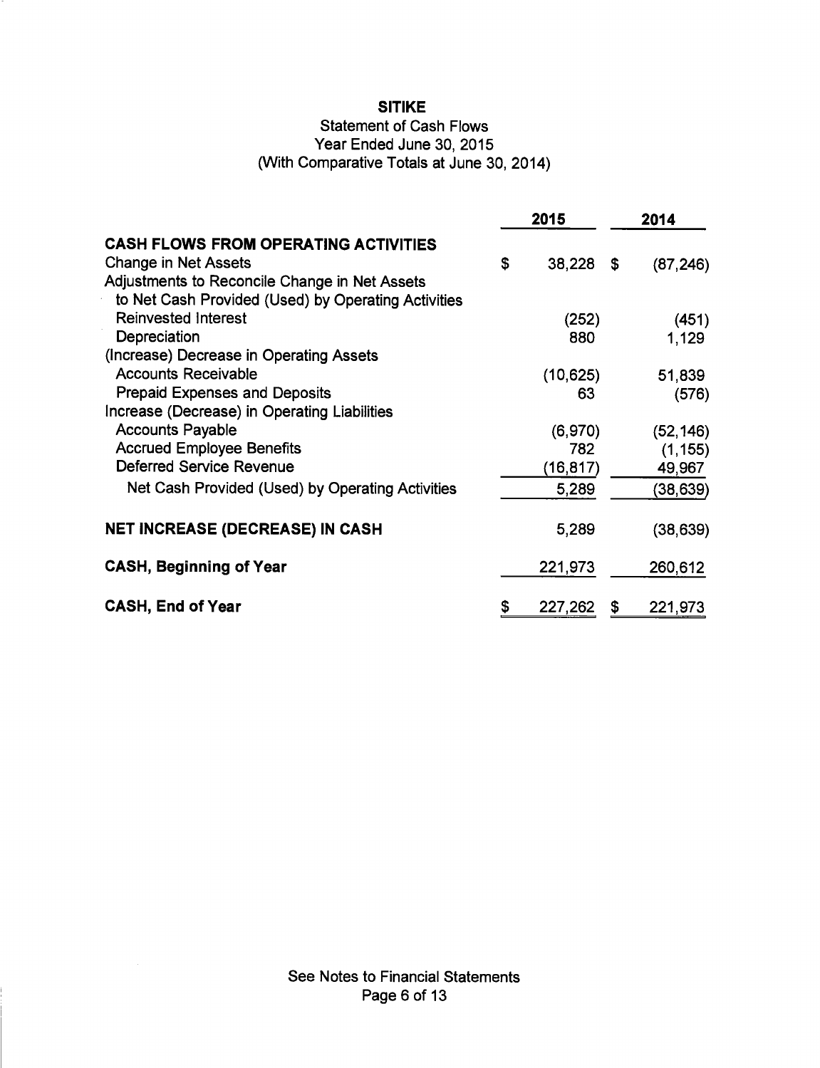# SITIKE

Statement of Cash Flows
Year Ended June 30, 2015
(With Comparative Totals at June 30, 2014)

| | 2015 | 2014 |
|---|---|---|
| **CASH FLOWS FROM OPERATING ACTIVITIES** | | |
| Change in Net Assets | $ 38,228 | $ (87,246) |
| Adjustments to Reconcile Change in Net Assets to Net Cash Provided (Used) by Operating Activities | | |
| Reinvested Interest | (252) | (451) |
| Depreciation | 880 | 1,129 |
| (Increase) Decrease in Operating Assets | | |
| Accounts Receivable | (10,625) | 51,839 |
| Prepaid Expenses and Deposits | 63 | (576) |
| Increase (Decrease) in Operating Liabilities | | |
| Accounts Payable | (6,970) | (52,146) |
| Accrued Employee Benefits | 782 | (1,155) |
| Deferred Service Revenue | (16,817) | 49,967 |
| Net Cash Provided (Used) by Operating Activities | 5,289 | (38,639) |
| **NET INCREASE (DECREASE) IN CASH** | 5,289 | (38,639) |
| **CASH, Beginning of Year** | 221,973 | 260,612 |
| **CASH, End of Year** | $ 227,262 | $ 221,973 |

See Notes to Financial Statements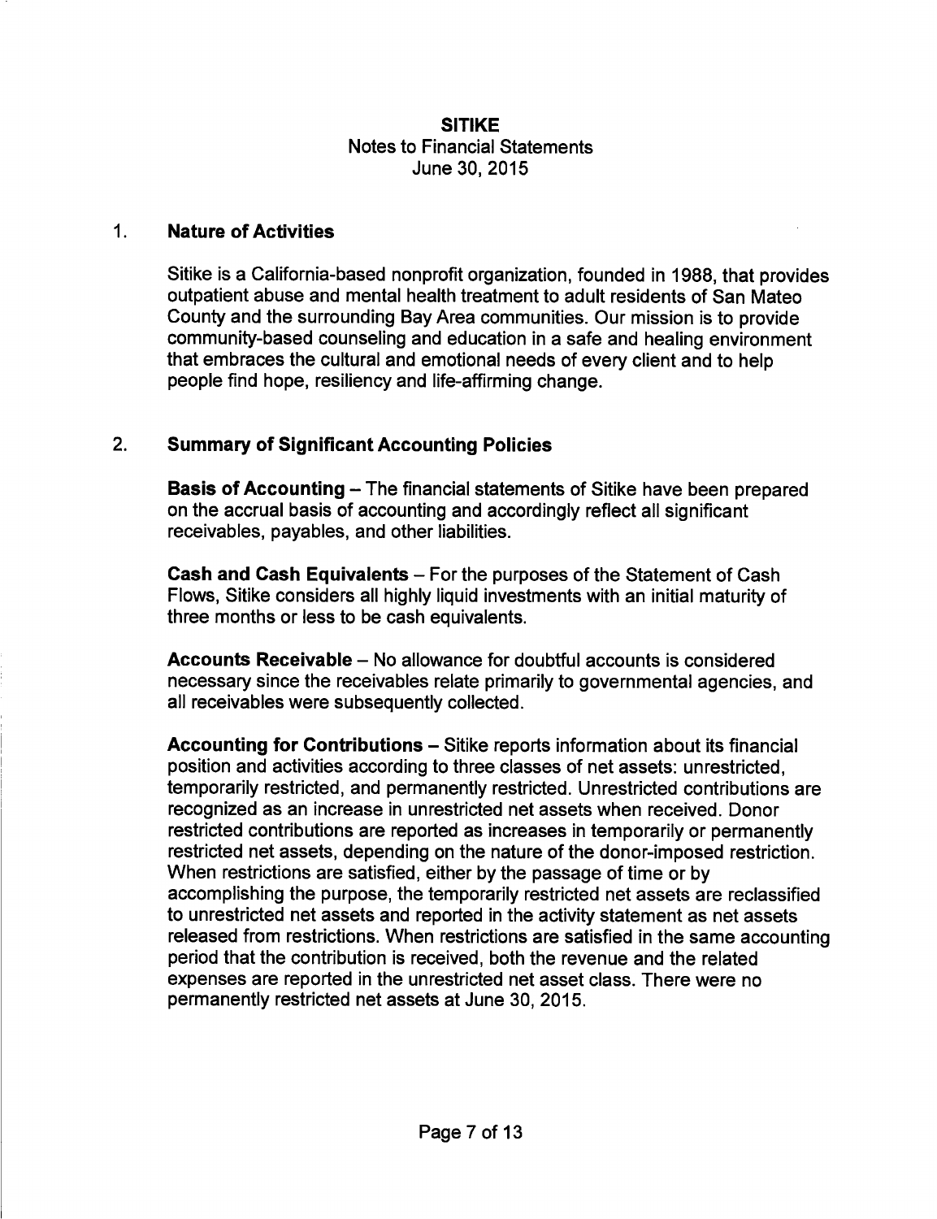# SITIKE

Notes to Financial Statements
June 30, 2015

## 1. Nature of Activities

Sitike is a California-based nonprofit organization, founded in 1988, that provides outpatient abuse and mental health treatment to adult residents of San Mateo County and the surrounding Bay Area communities. Our mission is to provide community-based counseling and education in a safe and healing environment that embraces the cultural and emotional needs of every client and to help people find hope, resiliency and life-affirming change.

## 2. Summary of Significant Accounting Policies

**Basis of Accounting** – The financial statements of Sitike have been prepared on the accrual basis of accounting and accordingly reflect all significant receivables, payables, and other liabilities.

**Cash and Cash Equivalents** – For the purposes of the Statement of Cash Flows, Sitike considers all highly liquid investments with an initial maturity of three months or less to be cash equivalents.

**Accounts Receivable** – No allowance for doubtful accounts is considered necessary since the receivables relate primarily to governmental agencies, and all receivables were subsequently collected.

**Accounting for Contributions** – Sitike reports information about its financial position and activities according to three classes of net assets: unrestricted, temporarily restricted, and permanently restricted. Unrestricted contributions are recognized as an increase in unrestricted net assets when received. Donor restricted contributions are reported as increases in temporarily or permanently restricted net assets, depending on the nature of the donor-imposed restriction. When restrictions are satisfied, either by the passage of time or by accomplishing the purpose, the temporarily restricted net assets are reclassified to unrestricted net assets and reported in the activity statement as net assets released from restrictions. When restrictions are satisfied in the same accounting period that the contribution is received, both the revenue and the related expenses are reported in the unrestricted net asset class. There were no permanently restricted net assets at June 30, 2015.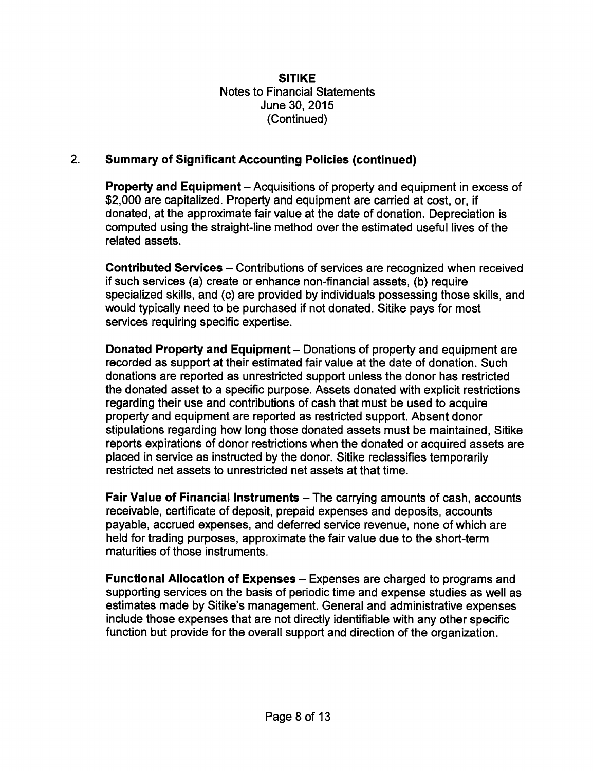## 2. Summary of Significant Accounting Policies (continued)

**Property and Equipment** – Acquisitions of property and equipment in excess of $2,000 are capitalized. Property and equipment are carried at cost, or, if donated, at the approximate fair value at the date of donation. Depreciation is computed using the straight-line method over the estimated useful lives of the related assets.

**Contributed Services** – Contributions of services are recognized when received if such services (a) create or enhance non-financial assets, (b) require specialized skills, and (c) are provided by individuals possessing those skills, and would typically need to be purchased if not donated. Sitike pays for most services requiring specific expertise.

**Donated Property and Equipment** – Donations of property and equipment are recorded as support at their estimated fair value at the date of donation. Such donations are reported as unrestricted support unless the donor has restricted the donated asset to a specific purpose. Assets donated with explicit restrictions regarding their use and contributions of cash that must be used to acquire property and equipment are reported as restricted support. Absent donor stipulations regarding how long those donated assets must be maintained, Sitike reports expirations of donor restrictions when the donated or acquired assets are placed in service as instructed by the donor. Sitike reclassifies temporarily restricted net assets to unrestricted net assets at that time.

**Fair Value of Financial Instruments** – The carrying amounts of cash, accounts receivable, certificate of deposit, prepaid expenses and deposits, accounts payable, accrued expenses, and deferred service revenue, none of which are held for trading purposes, approximate the fair value due to the short-term maturities of those instruments.

**Functional Allocation of Expenses** – Expenses are charged to programs and supporting services on the basis of periodic time and expense studies as well as estimates made by Sitike's management. General and administrative expenses include those expenses that are not directly identifiable with any other specific function but provide for the overall support and direction of the organization.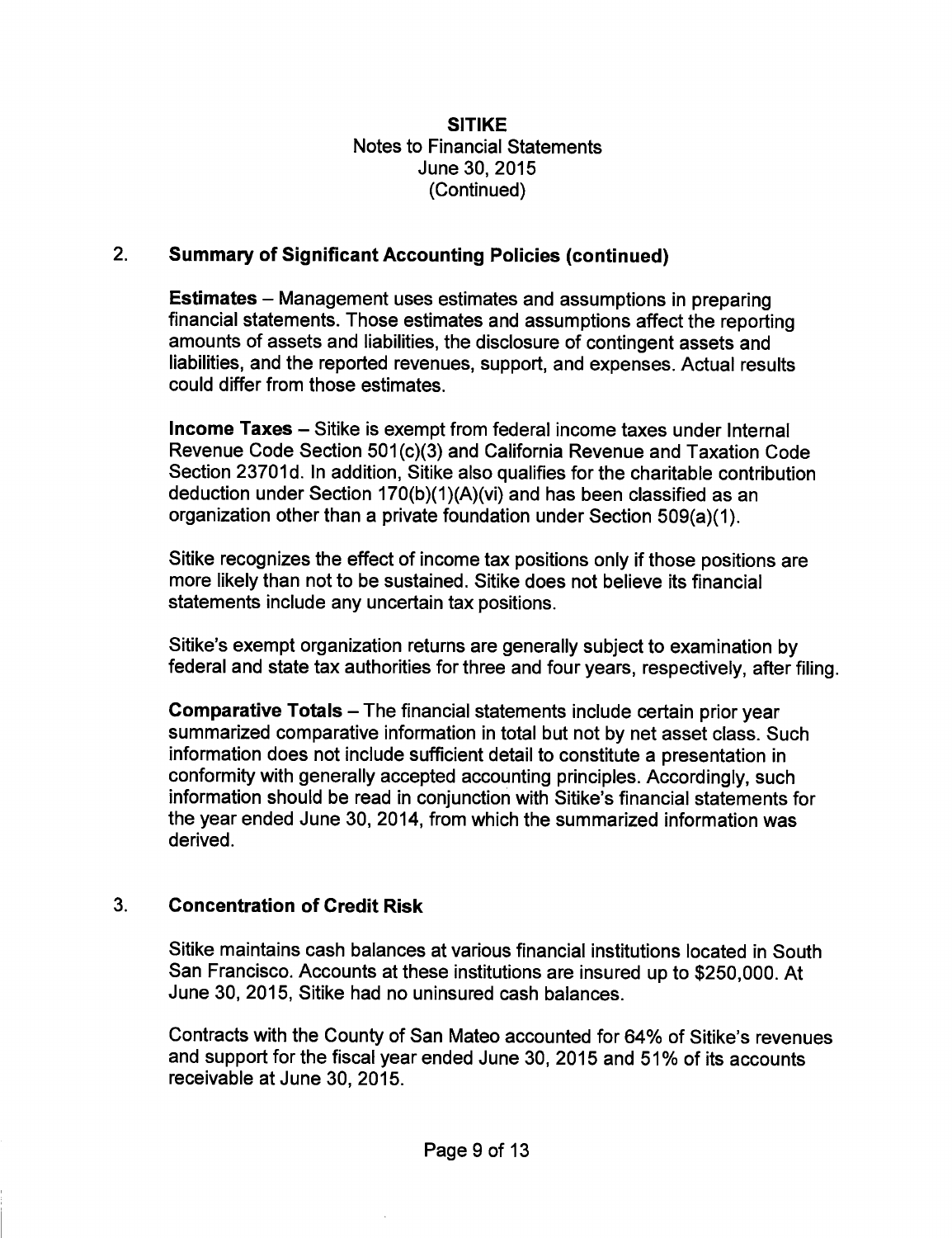**SITIKE**
Notes to Financial Statements
June 30, 2015
(Continued)

## 2. Summary of Significant Accounting Policies (continued)

**Estimates** – Management uses estimates and assumptions in preparing financial statements. Those estimates and assumptions affect the reporting amounts of assets and liabilities, the disclosure of contingent assets and liabilities, and the reported revenues, support, and expenses. Actual results could differ from those estimates.

**Income Taxes** – Sitike is exempt from federal income taxes under Internal Revenue Code Section 501(c)(3) and California Revenue and Taxation Code Section 23701d. In addition, Sitike also qualifies for the charitable contribution deduction under Section 170(b)(1)(A)(vi) and has been classified as an organization other than a private foundation under Section 509(a)(1).

Sitike recognizes the effect of income tax positions only if those positions are more likely than not to be sustained. Sitike does not believe its financial statements include any uncertain tax positions.

Sitike's exempt organization returns are generally subject to examination by federal and state tax authorities for three and four years, respectively, after filing.

**Comparative Totals** – The financial statements include certain prior year summarized comparative information in total but not by net asset class. Such information does not include sufficient detail to constitute a presentation in conformity with generally accepted accounting principles. Accordingly, such information should be read in conjunction with Sitike's financial statements for the year ended June 30, 2014, from which the summarized information was derived.

## 3. Concentration of Credit Risk

Sitike maintains cash balances at various financial institutions located in South San Francisco. Accounts at these institutions are insured up to $250,000. At June 30, 2015, Sitike had no uninsured cash balances.

Contracts with the County of San Mateo accounted for 64% of Sitike's revenues and support for the fiscal year ended June 30, 2015 and 51% of its accounts receivable at June 30, 2015.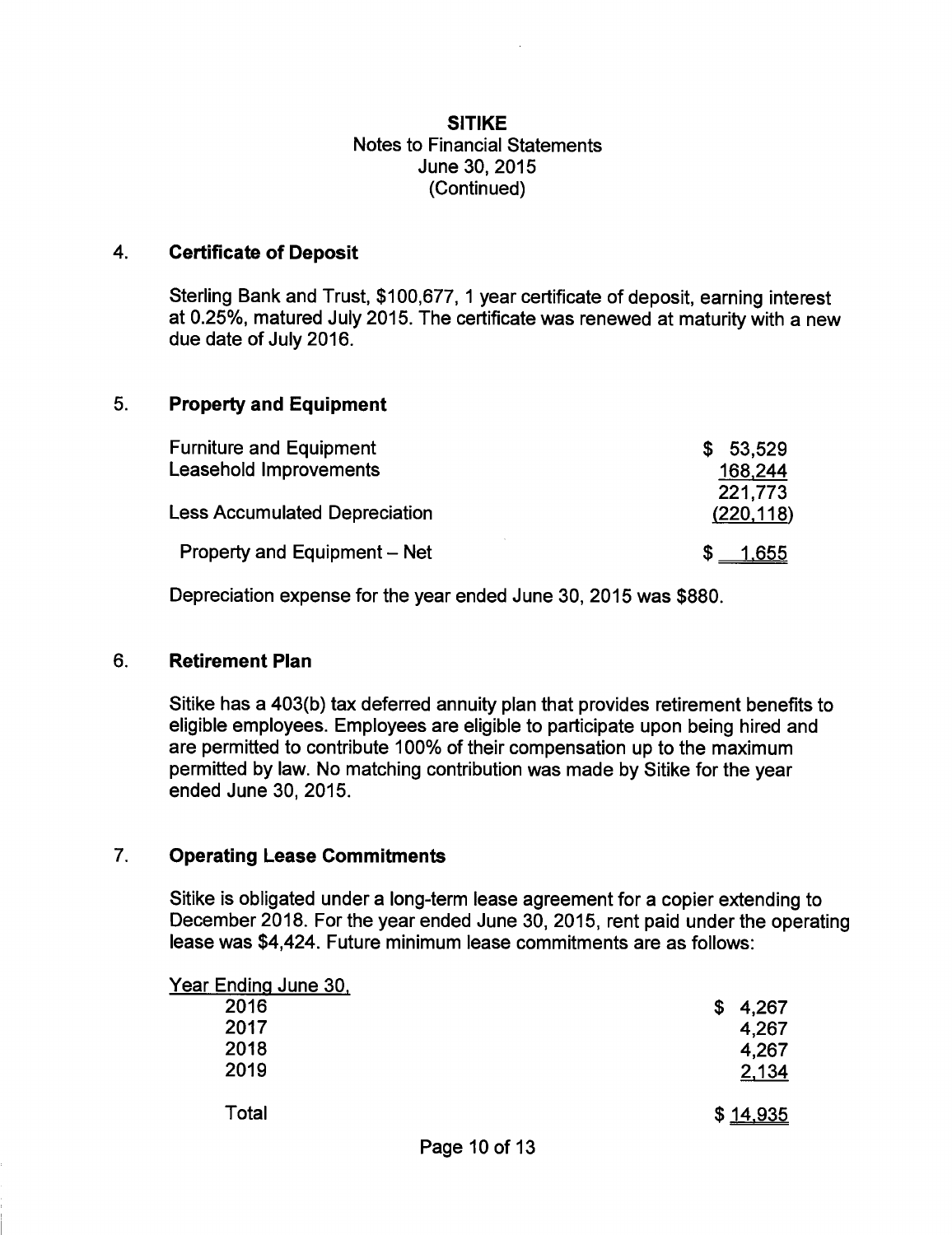**SITIKE**
Notes to Financial Statements
June 30, 2015
(Continued)

## 4. Certificate of Deposit

Sterling Bank and Trust, $100,677, 1 year certificate of deposit, earning interest at 0.25%, matured July 2015. The certificate was renewed at maturity with a new due date of July 2016.

## 5. Property and Equipment

| | |
|---|---|
| Furniture and Equipment | $ 53,529 |
| Leasehold Improvements | 168,244 |
| | 221,773 |
| Less Accumulated Depreciation | (220,118) |
| Property and Equipment – Net | $ 1,655 |

Depreciation expense for the year ended June 30, 2015 was $880.

## 6. Retirement Plan

Sitike has a 403(b) tax deferred annuity plan that provides retirement benefits to eligible employees. Employees are eligible to participate upon being hired and are permitted to contribute 100% of their compensation up to the maximum permitted by law. No matching contribution was made by Sitike for the year ended June 30, 2015.

## 7. Operating Lease Commitments

Sitike is obligated under a long-term lease agreement for a copier extending to December 2018. For the year ended June 30, 2015, rent paid under the operating lease was $4,424. Future minimum lease commitments are as follows:

| Year Ending June 30, | |
|---|---|
| 2016 | $ 4,267 |
| 2017 | 4,267 |
| 2018 | 4,267 |
| 2019 | 2,134 |
| Total | $ 14,935 |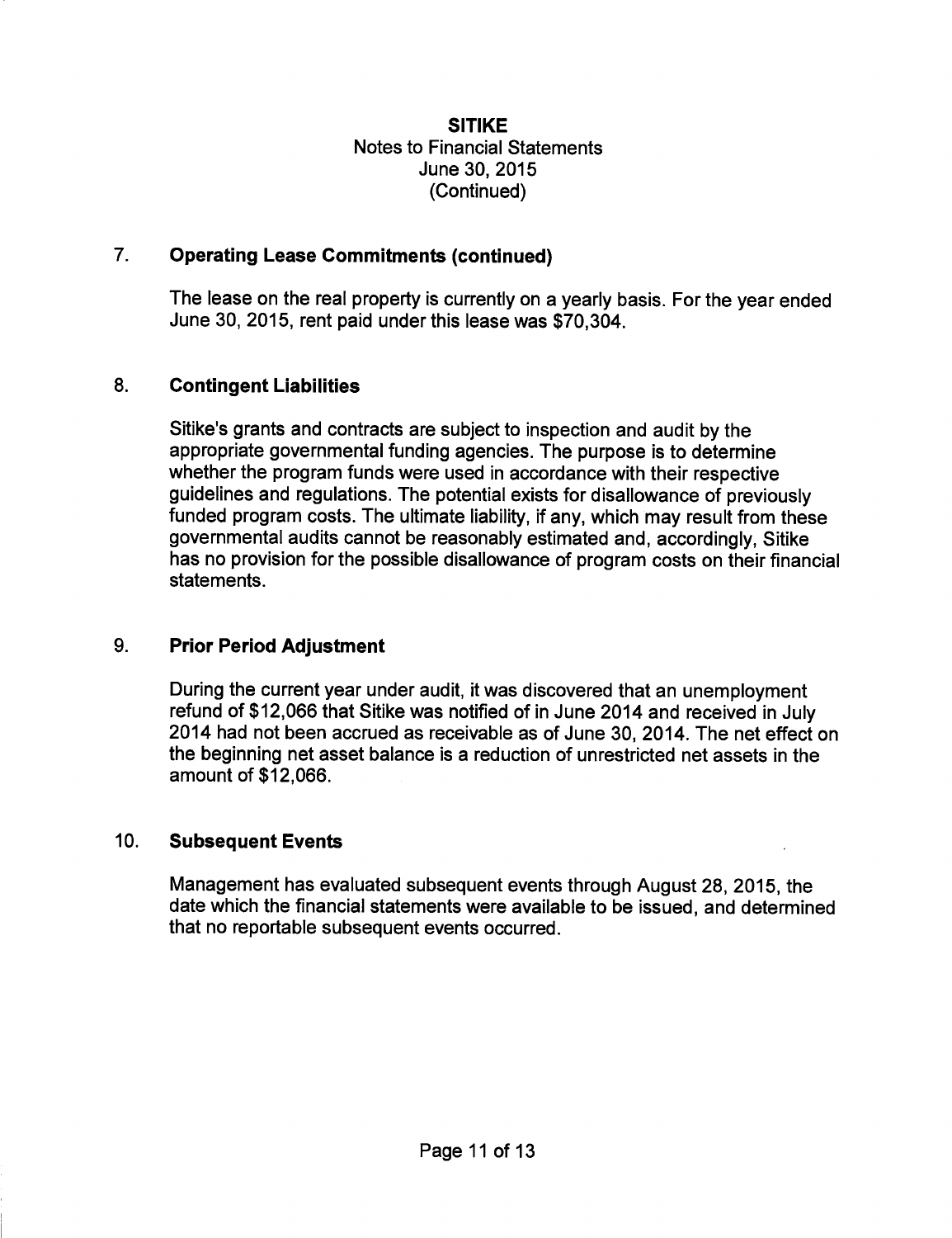**SITIKE**
Notes to Financial Statements
June 30, 2015
(Continued)

## 7. Operating Lease Commitments (continued)

The lease on the real property is currently on a yearly basis. For the year ended June 30, 2015, rent paid under this lease was $70,304.

## 8. Contingent Liabilities

Sitike's grants and contracts are subject to inspection and audit by the appropriate governmental funding agencies. The purpose is to determine whether the program funds were used in accordance with their respective guidelines and regulations. The potential exists for disallowance of previously funded program costs. The ultimate liability, if any, which may result from these governmental audits cannot be reasonably estimated and, accordingly, Sitike has no provision for the possible disallowance of program costs on their financial statements.

## 9. Prior Period Adjustment

During the current year under audit, it was discovered that an unemployment refund of $12,066 that Sitike was notified of in June 2014 and received in July 2014 had not been accrued as receivable as of June 30, 2014. The net effect on the beginning net asset balance is a reduction of unrestricted net assets in the amount of $12,066.

## 10. Subsequent Events

Management has evaluated subsequent events through August 28, 2015, the date which the financial statements were available to be issued, and determined that no reportable subsequent events occurred.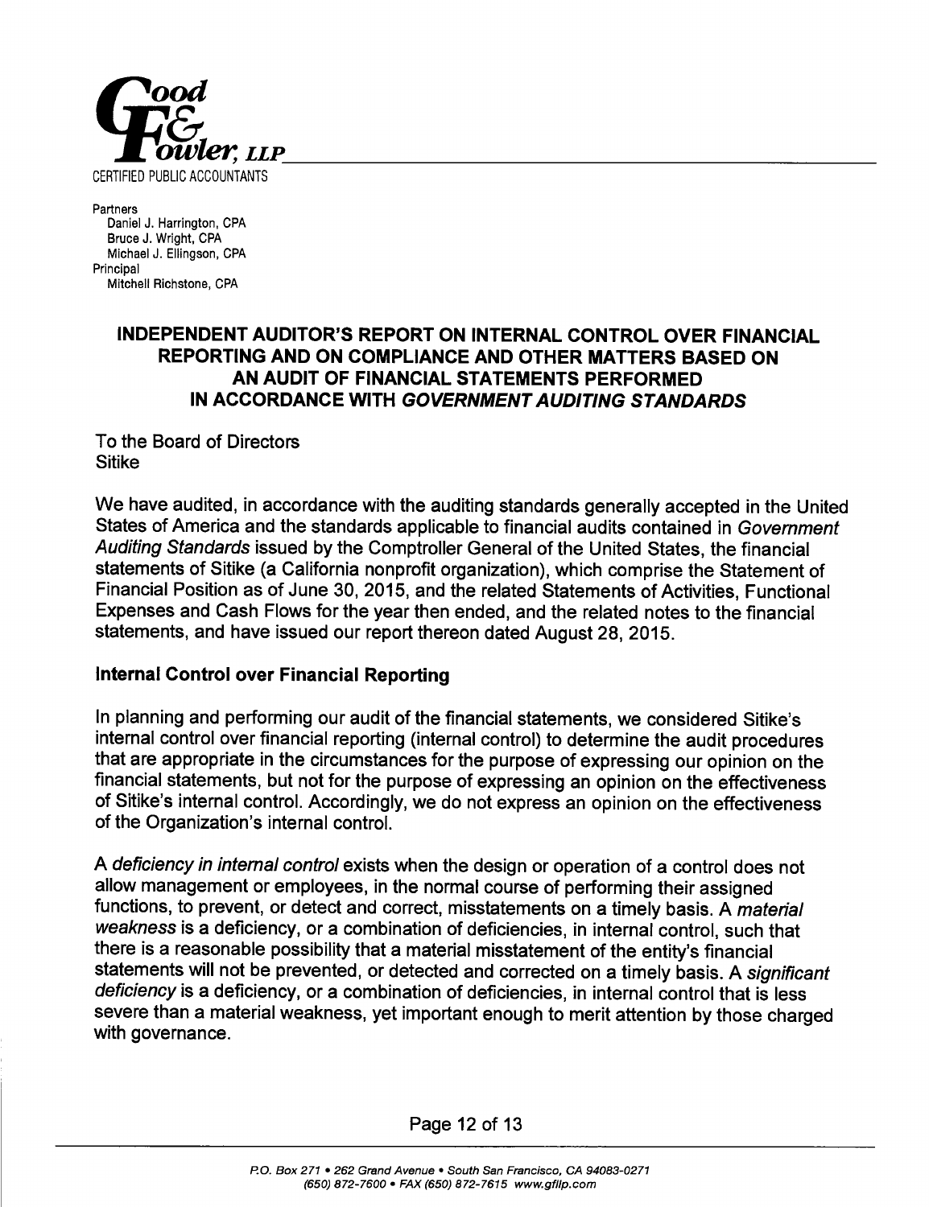**Good & Fowler, LLP**

CERTIFIED PUBLIC ACCOUNTANTS

Partners
Daniel J. Harrington, CPA
Bruce J. Wright, CPA
Michael J. Ellingson, CPA
Principal
Mitchell Richstone, CPA

## INDEPENDENT AUDITOR'S REPORT ON INTERNAL CONTROL OVER FINANCIAL REPORTING AND ON COMPLIANCE AND OTHER MATTERS BASED ON AN AUDIT OF FINANCIAL STATEMENTS PERFORMED IN ACCORDANCE WITH *GOVERNMENT AUDITING STANDARDS*

To the Board of Directors
Sitike

We have audited, in accordance with the auditing standards generally accepted in the United States of America and the standards applicable to financial audits contained in *Government Auditing Standards* issued by the Comptroller General of the United States, the financial statements of Sitike (a California nonprofit organization), which comprise the Statement of Financial Position as of June 30, 2015, and the related Statements of Activities, Functional Expenses and Cash Flows for the year then ended, and the related notes to the financial statements, and have issued our report thereon dated August 28, 2015.

### Internal Control over Financial Reporting

In planning and performing our audit of the financial statements, we considered Sitike's internal control over financial reporting (internal control) to determine the audit procedures that are appropriate in the circumstances for the purpose of expressing our opinion on the financial statements, but not for the purpose of expressing an opinion on the effectiveness of Sitike's internal control. Accordingly, we do not express an opinion on the effectiveness of the Organization's internal control.

A *deficiency in internal control* exists when the design or operation of a control does not allow management or employees, in the normal course of performing their assigned functions, to prevent, or detect and correct, misstatements on a timely basis. A *material weakness* is a deficiency, or a combination of deficiencies, in internal control, such that there is a reasonable possibility that a material misstatement of the entity's financial statements will not be prevented, or detected and corrected on a timely basis. A *significant deficiency* is a deficiency, or a combination of deficiencies, in internal control that is less severe than a material weakness, yet important enough to merit attention by those charged with governance.

P.O. Box 271 • 262 Grand Avenue • South San Francisco, CA 94083-0271
(650) 872-7600 • FAX (650) 872-7615 www.gfllp.com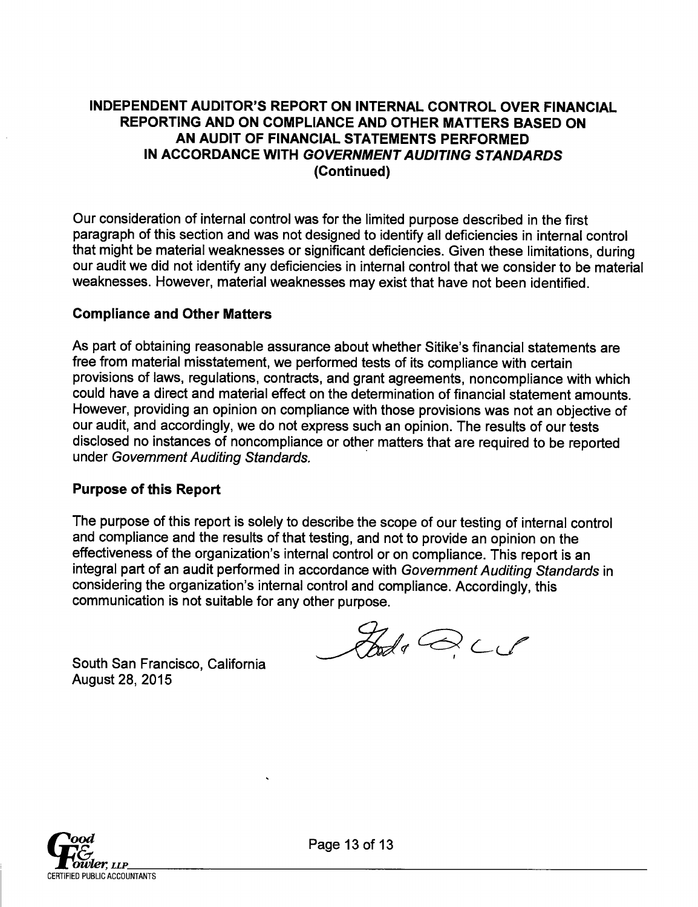# INDEPENDENT AUDITOR'S REPORT ON INTERNAL CONTROL OVER FINANCIAL REPORTING AND ON COMPLIANCE AND OTHER MATTERS BASED ON AN AUDIT OF FINANCIAL STATEMENTS PERFORMED IN ACCORDANCE WITH *GOVERNMENT AUDITING STANDARDS* (Continued)

Our consideration of internal control was for the limited purpose described in the first paragraph of this section and was not designed to identify all deficiencies in internal control that might be material weaknesses or significant deficiencies. Given these limitations, during our audit we did not identify any deficiencies in internal control that we consider to be material weaknesses. However, material weaknesses may exist that have not been identified.

## Compliance and Other Matters

As part of obtaining reasonable assurance about whether Sitike's financial statements are free from material misstatement, we performed tests of its compliance with certain provisions of laws, regulations, contracts, and grant agreements, noncompliance with which could have a direct and material effect on the determination of financial statement amounts. However, providing an opinion on compliance with those provisions was not an objective of our audit, and accordingly, we do not express such an opinion. The results of our tests disclosed no instances of noncompliance or other matters that are required to be reported under *Government Auditing Standards.*

## Purpose of this Report

The purpose of this report is solely to describe the scope of our testing of internal control and compliance and the results of that testing, and not to provide an opinion on the effectiveness of the organization's internal control or on compliance. This report is an integral part of an audit performed in accordance with *Government Auditing Standards* in considering the organization's internal control and compliance. Accordingly, this communication is not suitable for any other purpose.

Good & Fowler, LLP

South San Francisco, California
August 28, 2015

Good & Fowler, LLP
CERTIFIED PUBLIC ACCOUNTANTS